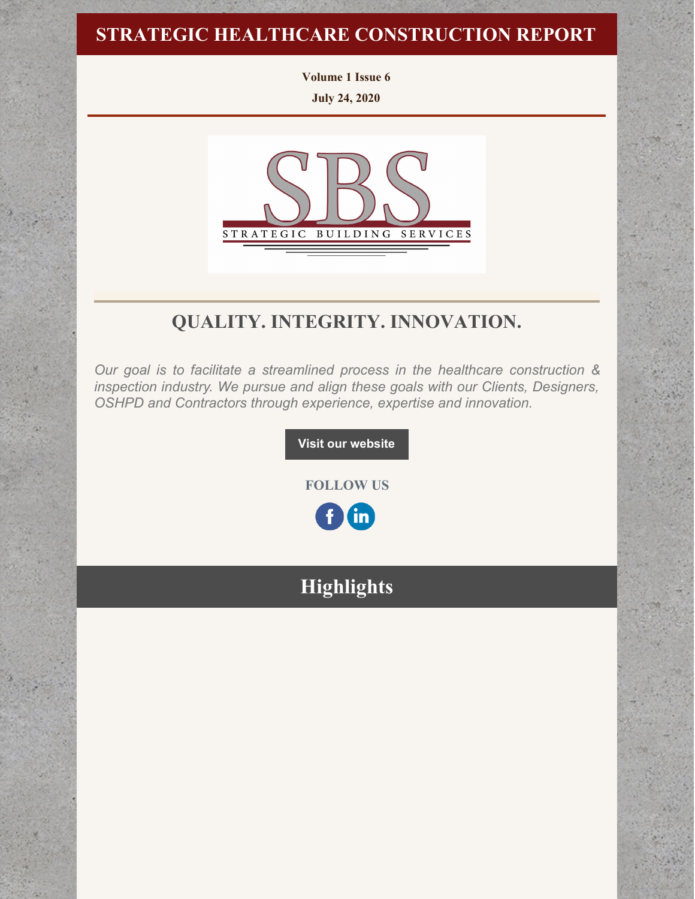# STRATEGIC HEALTHCARE CONSTRUCTION REPORT

**Volume 1 Issue 6**

**July 24, 2020**

STRATEGIC BUILDING SERVICES

## QUALITY. INTEGRITY. INNOVATION.

*Our goal is to facilitate a streamlined process in the healthcare construction & inspection industry. We pursue and align these goals with our Clients, Designers, OSHPD and Contractors through experience, expertise and innovation.*

**Visit our website**

**FOLLOW US**

## Highlights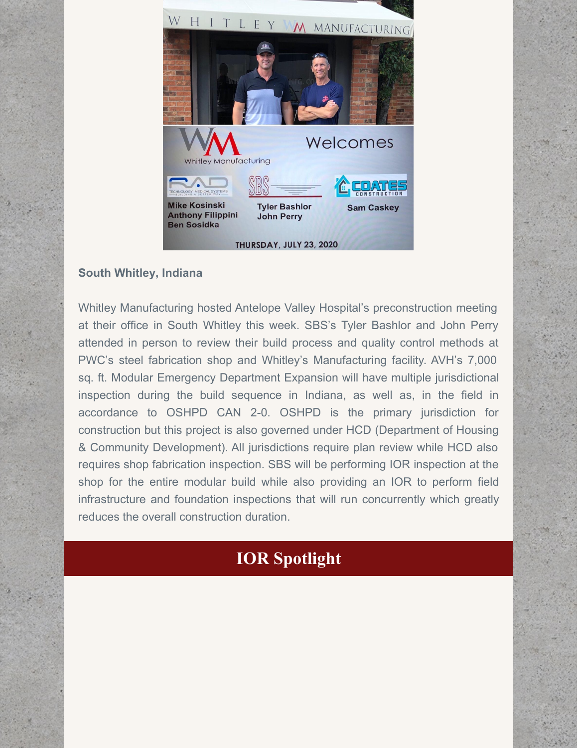**South Whitley, Indiana**

Whitley Manufacturing hosted Antelope Valley Hospital's preconstruction meeting at their office in South Whitley this week. SBS's Tyler Bashlor and John Perry attended in person to review their build process and quality control methods at PWC's steel fabrication shop and Whitley's Manufacturing facility. AVH's 7,000 sq. ft. Modular Emergency Department Expansion will have multiple jurisdictional inspection during the build sequence in Indiana, as well as, in the field in accordance to OSHPD CAN 2-0. OSHPD is the primary jurisdiction for construction but this project is also governed under HCD (Department of Housing & Community Development). All jurisdictions require plan review while HCD also requires shop fabrication inspection. SBS will be performing IOR inspection at the shop for the entire modular build while also providing an IOR to perform field infrastructure and foundation inspections that will run concurrently which greatly reduces the overall construction duration.

## IOR Spotlight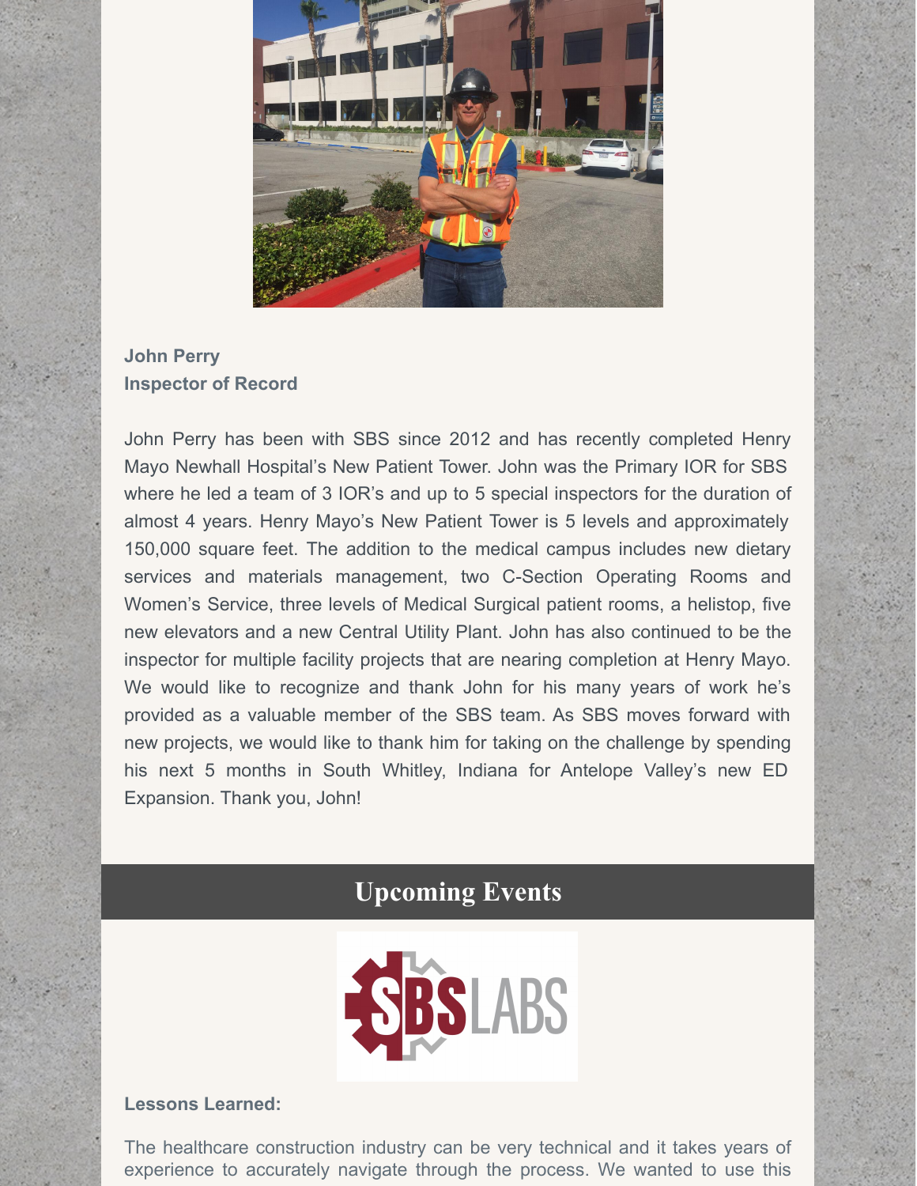**John Perry**
**Inspector of Record**

John Perry has been with SBS since 2012 and has recently completed Henry Mayo Newhall Hospital's New Patient Tower. John was the Primary IOR for SBS where he led a team of 3 IOR's and up to 5 special inspectors for the duration of almost 4 years. Henry Mayo's New Patient Tower is 5 levels and approximately 150,000 square feet. The addition to the medical campus includes new dietary services and materials management, two C-Section Operating Rooms and Women's Service, three levels of Medical Surgical patient rooms, a helistop, five new elevators and a new Central Utility Plant. John has also continued to be the inspector for multiple facility projects that are nearing completion at Henry Mayo. We would like to recognize and thank John for his many years of work he's provided as a valuable member of the SBS team. As SBS moves forward with new projects, we would like to thank him for taking on the challenge by spending his next 5 months in South Whitley, Indiana for Antelope Valley's new ED Expansion. Thank you, John!

## Upcoming Events

**Lessons Learned:**

The healthcare construction industry can be very technical and it takes years of experience to accurately navigate through the process. We wanted to use this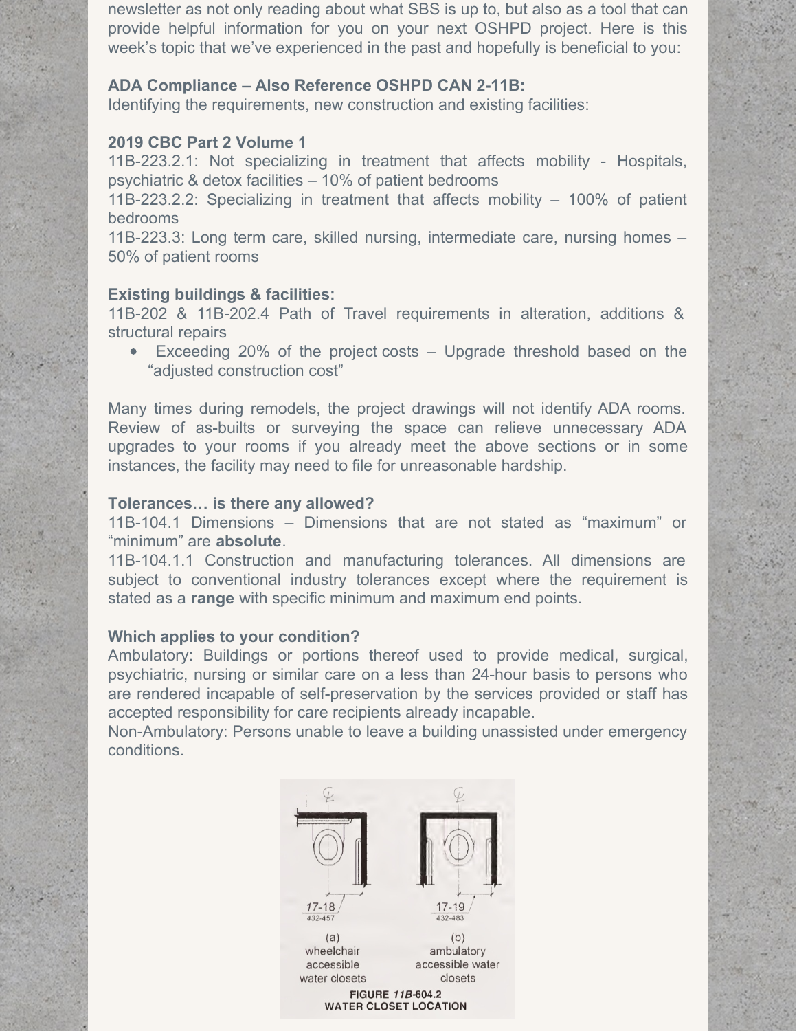newsletter as not only reading about what SBS is up to, but also as a tool that can provide helpful information for you on your next OSHPD project. Here is this week's topic that we've experienced in the past and hopefully is beneficial to you:

**ADA Compliance – Also Reference OSHPD CAN 2-11B:**
Identifying the requirements, new construction and existing facilities:

**2019 CBC Part 2 Volume 1**
11B-223.2.1: Not specializing in treatment that affects mobility - Hospitals, psychiatric & detox facilities – 10% of patient bedrooms
11B-223.2.2: Specializing in treatment that affects mobility – 100% of patient bedrooms
11B-223.3: Long term care, skilled nursing, intermediate care, nursing homes – 50% of patient rooms

**Existing buildings & facilities:**
11B-202 & 11B-202.4 Path of Travel requirements in alteration, additions & structural repairs

- Exceeding 20% of the project costs – Upgrade threshold based on the "adjusted construction cost"

Many times during remodels, the project drawings will not identify ADA rooms. Review of as-builts or surveying the space can relieve unnecessary ADA upgrades to your rooms if you already meet the above sections or in some instances, the facility may need to file for unreasonable hardship.

**Tolerances… is there any allowed?**
11B-104.1 Dimensions – Dimensions that are not stated as "maximum" or "minimum" are **absolute**.
11B-104.1.1 Construction and manufacturing tolerances. All dimensions are subject to conventional industry tolerances except where the requirement is stated as a **range** with specific minimum and maximum end points.

**Which applies to your condition?**
Ambulatory: Buildings or portions thereof used to provide medical, surgical, psychiatric, nursing or similar care on a less than 24-hour basis to persons who are rendered incapable of self-preservation by the services provided or staff has accepted responsibility for care recipients already incapable.
Non-Ambulatory: Persons unable to leave a building unassisted under emergency conditions.

17-18 / 432-457 (a) wheelchair accessible water closets

17-19 / 432-483 (b) ambulatory accessible water closets

**FIGURE 11B-604.2**
**WATER CLOSET LOCATION**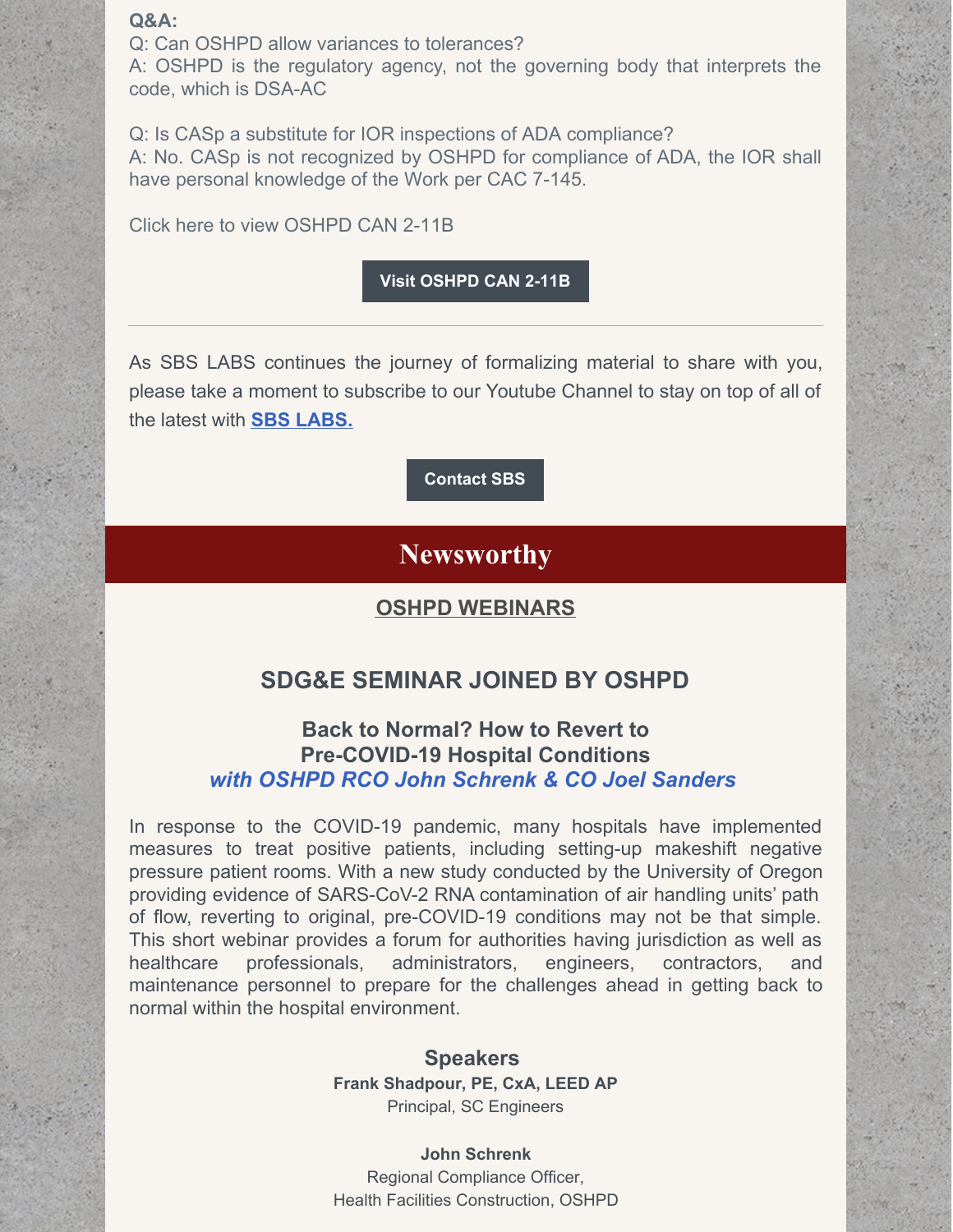**Q&A:**

Q: Can OSHPD allow variances to tolerances?
A: OSHPD is the regulatory agency, not the governing body that interprets the code, which is DSA-AC

Q: Is CASp a substitute for IOR inspections of ADA compliance?
A: No. CASp is not recognized by OSHPD for compliance of ADA, the IOR shall have personal knowledge of the Work per CAC 7-145.

Click here to view OSHPD CAN 2-11B

**Visit OSHPD CAN 2-11B**

---

As SBS LABS continues the journey of formalizing material to share with you, please take a moment to subscribe to our Youtube Channel to stay on top of all of the latest with **SBS LABS.**

**Contact SBS**

# Newsworthy

## OSHPD WEBINARS

## SDG&E SEMINAR JOINED BY OSHPD

### Back to Normal? How to Revert to Pre-COVID-19 Hospital Conditions

***with OSHPD RCO John Schrenk & CO Joel Sanders***

In response to the COVID-19 pandemic, many hospitals have implemented measures to treat positive patients, including setting-up makeshift negative pressure patient rooms. With a new study conducted by the University of Oregon providing evidence of SARS-CoV-2 RNA contamination of air handling units' path of flow, reverting to original, pre-COVID-19 conditions may not be that simple. This short webinar provides a forum for authorities having jurisdiction as well as healthcare professionals, administrators, engineers, contractors, and maintenance personnel to prepare for the challenges ahead in getting back to normal within the hospital environment.

### Speakers

**Frank Shadpour, PE, CxA, LEED AP**
Principal, SC Engineers

**John Schrenk**
Regional Compliance Officer,
Health Facilities Construction, OSHPD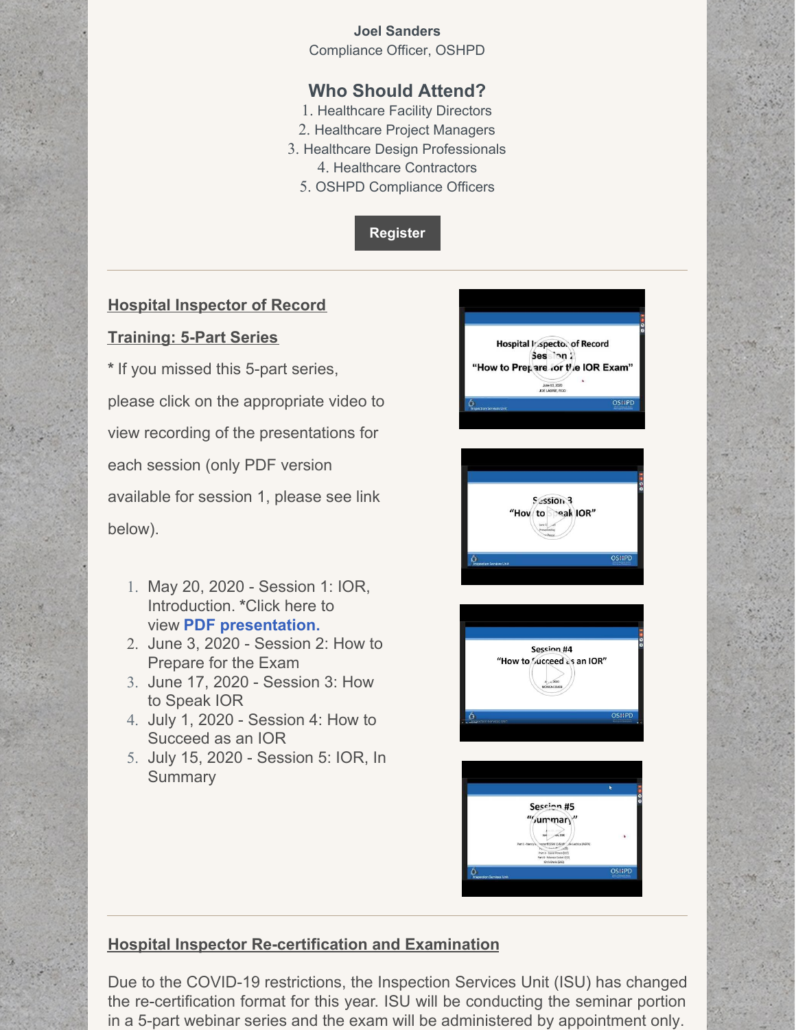**Joel Sanders**
Compliance Officer, OSHPD

## Who Should Attend?

1. Healthcare Facility Directors
2. Healthcare Project Managers
3. Healthcare Design Professionals
4. Healthcare Contractors
5. OSHPD Compliance Officers

**Register**

---

### Hospital Inspector of Record Training: 5-Part Series

* If you missed this 5-part series, please click on the appropriate video to view recording of the presentations for each session (only PDF version available for session 1, please see link below).

1. May 20, 2020 - Session 1: IOR, Introduction. *Click here to view **PDF presentation.**
2. June 3, 2020 - Session 2: How to Prepare for the Exam
3. June 17, 2020 - Session 3: How to Speak IOR
4. July 1, 2020 - Session 4: How to Succeed as an IOR
5. July 15, 2020 - Session 5: IOR, In Summary

---

### Hospital Inspector Re-certification and Examination

Due to the COVID-19 restrictions, the Inspection Services Unit (ISU) has changed the re-certification format for this year. ISU will be conducting the seminar portion in a 5-part webinar series and the exam will be administered by appointment only.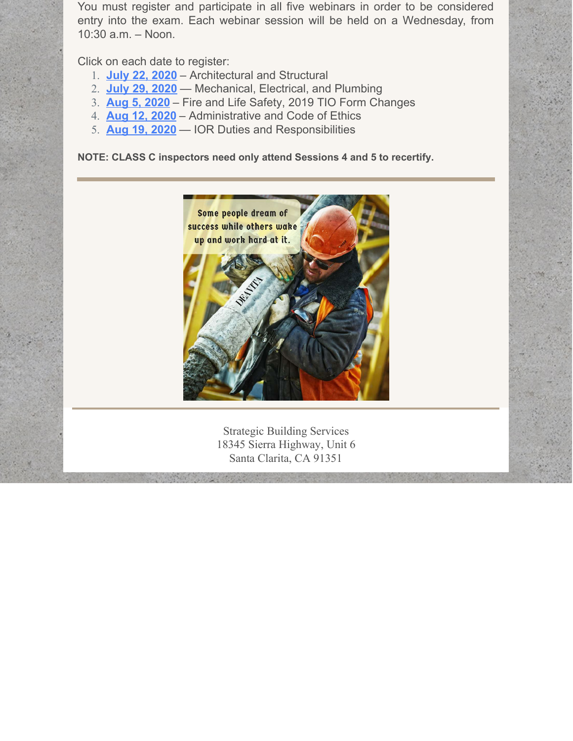You must register and participate in all five webinars in order to be considered entry into the exam. Each webinar session will be held on a Wednesday, from 10:30 a.m. – Noon.

Click on each date to register:

1. **July 22, 2020** – Architectural and Structural
2. **July 29, 2020** — Mechanical, Electrical, and Plumbing
3. **Aug 5, 2020** – Fire and Life Safety, 2019 TIO Form Changes
4. **Aug 12, 2020** – Administrative and Code of Ethics
5. **Aug 19, 2020** — IOR Duties and Responsibilities

**NOTE: CLASS C inspectors need only attend Sessions 4 and 5 to recertify.**

Strategic Building Services
18345 Sierra Highway, Unit 6
Santa Clarita, CA 91351